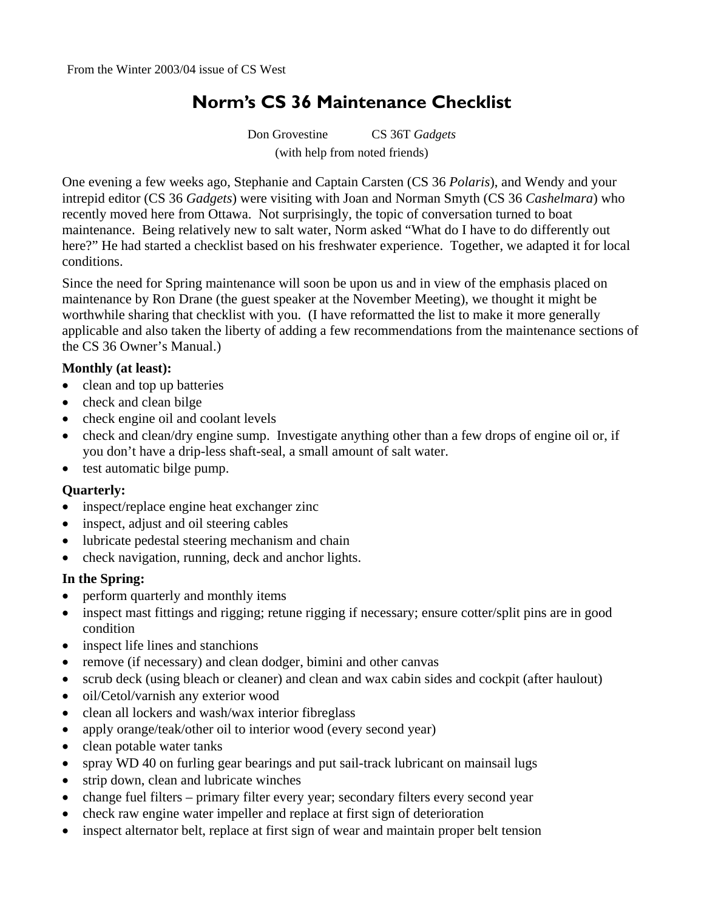From the Winter 2003/04 issue of CS West

# Norm's CS 36 Maintenance Checklist

Don Grovestine CS 36T *Gadgets*
(with help from noted friends)

One evening a few weeks ago, Stephanie and Captain Carsten (CS 36 *Polaris*), and Wendy and your intrepid editor (CS 36 *Gadgets*) were visiting with Joan and Norman Smyth (CS 36 *Cashelmara*) who recently moved here from Ottawa. Not surprisingly, the topic of conversation turned to boat maintenance. Being relatively new to salt water, Norm asked "What do I have to do differently out here?" He had started a checklist based on his freshwater experience. Together, we adapted it for local conditions.

Since the need for Spring maintenance will soon be upon us and in view of the emphasis placed on maintenance by Ron Drane (the guest speaker at the November Meeting), we thought it might be worthwhile sharing that checklist with you. (I have reformatted the list to make it more generally applicable and also taken the liberty of adding a few recommendations from the maintenance sections of the CS 36 Owner's Manual.)

**Monthly (at least):**

- clean and top up batteries
- check and clean bilge
- check engine oil and coolant levels
- check and clean/dry engine sump. Investigate anything other than a few drops of engine oil or, if you don't have a drip-less shaft-seal, a small amount of salt water.
- test automatic bilge pump.

**Quarterly:**

- inspect/replace engine heat exchanger zinc
- inspect, adjust and oil steering cables
- lubricate pedestal steering mechanism and chain
- check navigation, running, deck and anchor lights.

**In the Spring:**

- perform quarterly and monthly items
- inspect mast fittings and rigging; retune rigging if necessary; ensure cotter/split pins are in good condition
- inspect life lines and stanchions
- remove (if necessary) and clean dodger, bimini and other canvas
- scrub deck (using bleach or cleaner) and clean and wax cabin sides and cockpit (after haulout)
- oil/Cetol/varnish any exterior wood
- clean all lockers and wash/wax interior fibreglass
- apply orange/teak/other oil to interior wood (every second year)
- clean potable water tanks
- spray WD 40 on furling gear bearings and put sail-track lubricant on mainsail lugs
- strip down, clean and lubricate winches
- change fuel filters – primary filter every year; secondary filters every second year
- check raw engine water impeller and replace at first sign of deterioration
- inspect alternator belt, replace at first sign of wear and maintain proper belt tension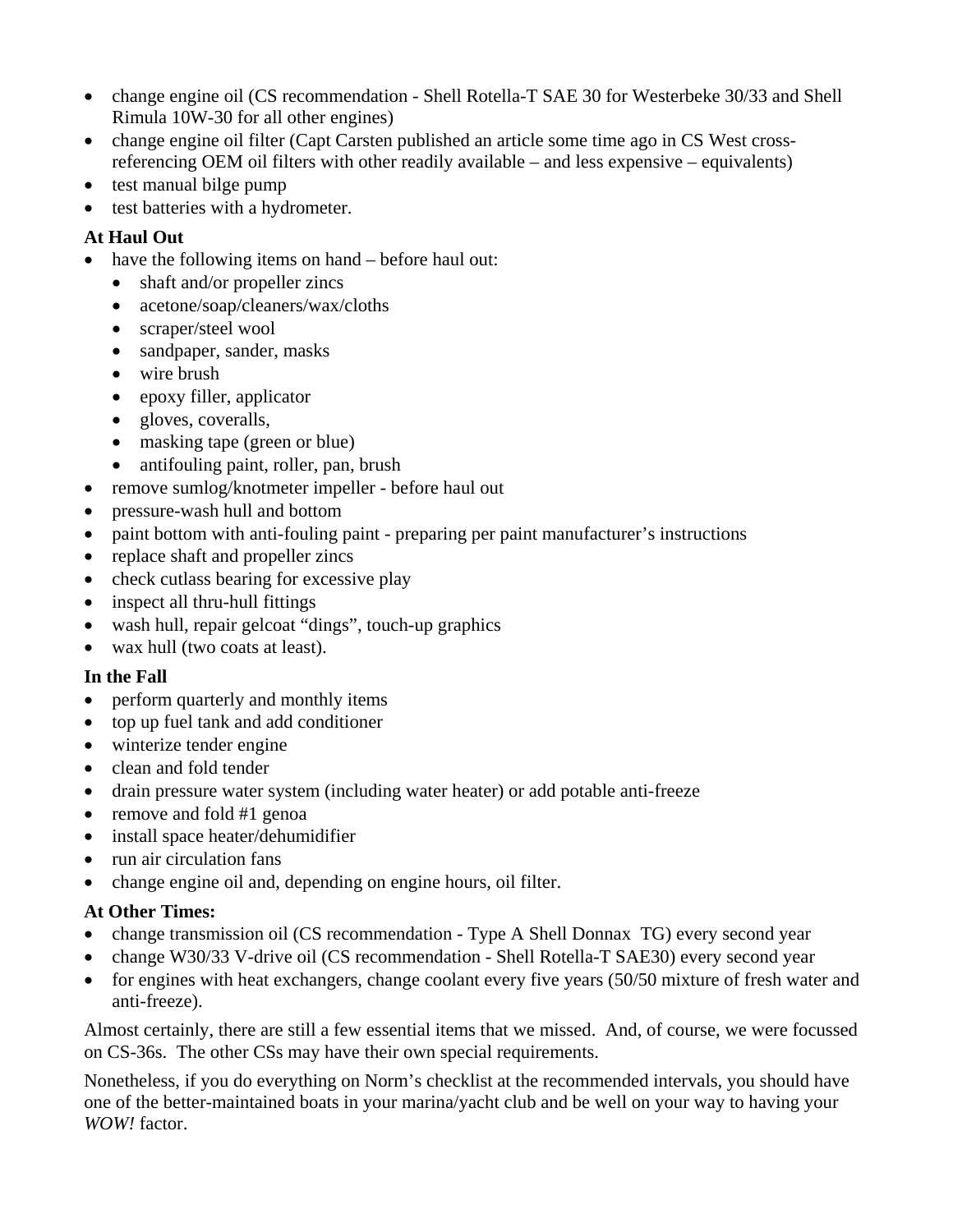- change engine oil (CS recommendation - Shell Rotella-T SAE 30 for Westerbeke 30/33 and Shell Rimula 10W-30 for all other engines)
- change engine oil filter (Capt Carsten published an article some time ago in CS West cross-referencing OEM oil filters with other readily available – and less expensive – equivalents)
- test manual bilge pump
- test batteries with a hydrometer.

**At Haul Out**

- have the following items on hand – before haul out:
  - shaft and/or propeller zincs
  - acetone/soap/cleaners/wax/cloths
  - scraper/steel wool
  - sandpaper, sander, masks
  - wire brush
  - epoxy filler, applicator
  - gloves, coveralls,
  - masking tape (green or blue)
  - antifouling paint, roller, pan, brush
- remove sumlog/knotmeter impeller - before haul out
- pressure-wash hull and bottom
- paint bottom with anti-fouling paint - preparing per paint manufacturer's instructions
- replace shaft and propeller zincs
- check cutlass bearing for excessive play
- inspect all thru-hull fittings
- wash hull, repair gelcoat "dings", touch-up graphics
- wax hull (two coats at least).

**In the Fall**

- perform quarterly and monthly items
- top up fuel tank and add conditioner
- winterize tender engine
- clean and fold tender
- drain pressure water system (including water heater) or add potable anti-freeze
- remove and fold #1 genoa
- install space heater/dehumidifier
- run air circulation fans
- change engine oil and, depending on engine hours, oil filter.

**At Other Times:**

- change transmission oil (CS recommendation - Type A Shell Donnax TG) every second year
- change W30/33 V-drive oil (CS recommendation - Shell Rotella-T SAE30) every second year
- for engines with heat exchangers, change coolant every five years (50/50 mixture of fresh water and anti-freeze).

Almost certainly, there are still a few essential items that we missed. And, of course, we were focussed on CS-36s. The other CSs may have their own special requirements.

Nonetheless, if you do everything on Norm's checklist at the recommended intervals, you should have one of the better-maintained boats in your marina/yacht club and be well on your way to having your *WOW!* factor.